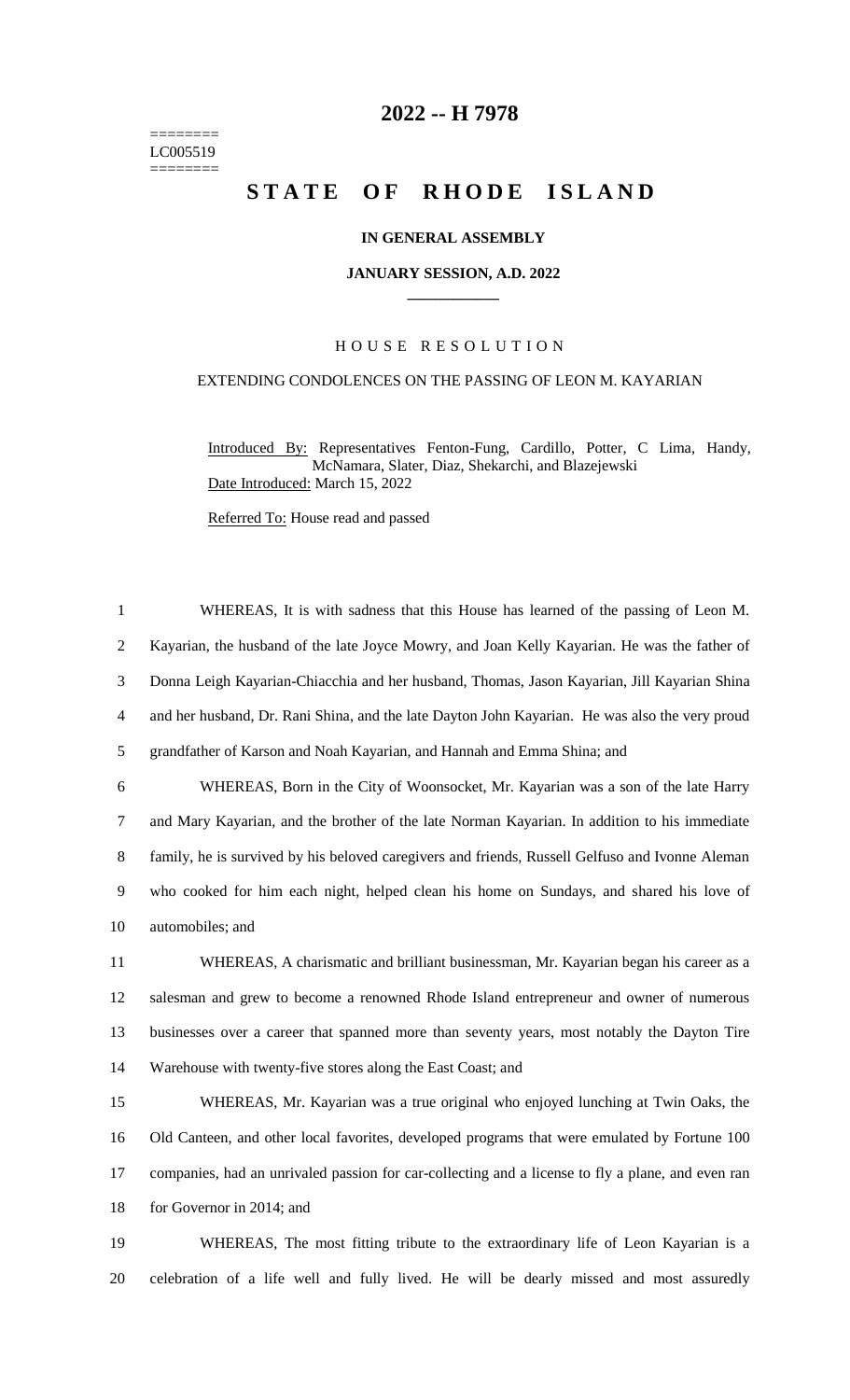========
LC005519
========

# 2022 -- H 7978

# STATE OF RHODE ISLAND

**IN GENERAL ASSEMBLY**

**JANUARY SESSION, A.D. 2022**

HOUSE RESOLUTION

EXTENDING CONDOLENCES ON THE PASSING OF LEON M. KAYARIAN

Introduced By: Representatives Fenton-Fung, Cardillo, Potter, C Lima, Handy, McNamara, Slater, Diaz, Shekarchi, and Blazejewski

Date Introduced: March 15, 2022

Referred To: House read and passed

1 WHEREAS, It is with sadness that this House has learned of the passing of Leon M.
2 Kayarian, the husband of the late Joyce Mowry, and Joan Kelly Kayarian. He was the father of
3 Donna Leigh Kayarian-Chiacchia and her husband, Thomas, Jason Kayarian, Jill Kayarian Shina
4 and her husband, Dr. Rani Shina, and the late Dayton John Kayarian. He was also the very proud
5 grandfather of Karson and Noah Kayarian, and Hannah and Emma Shina; and

6 WHEREAS, Born in the City of Woonsocket, Mr. Kayarian was a son of the late Harry
7 and Mary Kayarian, and the brother of the late Norman Kayarian. In addition to his immediate
8 family, he is survived by his beloved caregivers and friends, Russell Gelfuso and Ivonne Aleman
9 who cooked for him each night, helped clean his home on Sundays, and shared his love of
10 automobiles; and

11 WHEREAS, A charismatic and brilliant businessman, Mr. Kayarian began his career as a
12 salesman and grew to become a renowned Rhode Island entrepreneur and owner of numerous
13 businesses over a career that spanned more than seventy years, most notably the Dayton Tire
14 Warehouse with twenty-five stores along the East Coast; and

15 WHEREAS, Mr. Kayarian was a true original who enjoyed lunching at Twin Oaks, the
16 Old Canteen, and other local favorites, developed programs that were emulated by Fortune 100
17 companies, had an unrivaled passion for car-collecting and a license to fly a plane, and even ran
18 for Governor in 2014; and

19 WHEREAS, The most fitting tribute to the extraordinary life of Leon Kayarian is a
20 celebration of a life well and fully lived. He will be dearly missed and most assuredly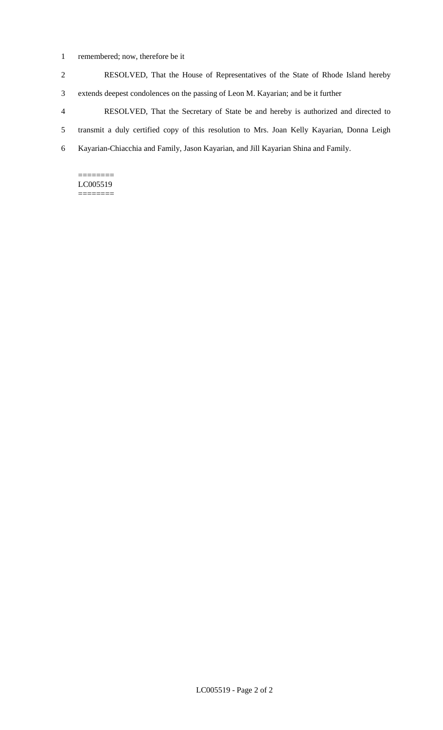remembered; now, therefore be it

RESOLVED, That the House of Representatives of the State of Rhode Island hereby extends deepest condolences on the passing of Leon M. Kayarian; and be it further

RESOLVED, That the Secretary of State be and hereby is authorized and directed to transmit a duly certified copy of this resolution to Mrs. Joan Kelly Kayarian, Donna Leigh Kayarian-Chiacchia and Family, Jason Kayarian, and Jill Kayarian Shina and Family.

========
LC005519
========